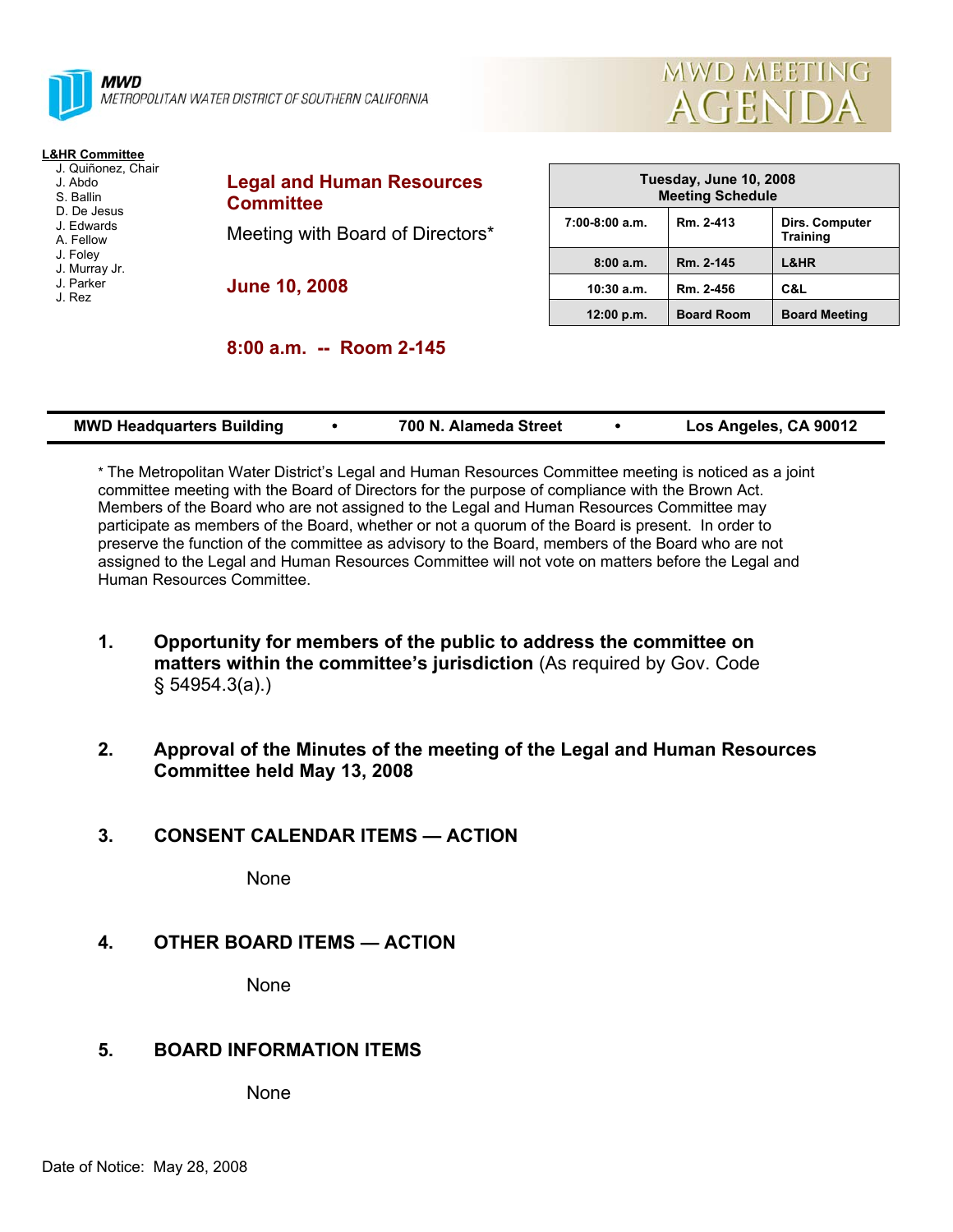**MWD**
METROPOLITAN WATER DISTRICT OF SOUTHERN CALIFORNIA

# MWD MEETING AGENDA

**L&HR Committee**
- J. Quiñonez, Chair
- J. Abdo
- S. Ballin
- D. De Jesus
- J. Edwards
- A. Fellow
- J. Foley
- J. Murray Jr.
- J. Parker
- J. Rez

## Legal and Human Resources Committee

Meeting with Board of Directors*

**June 10, 2008**

**8:00 a.m. -- Room 2-145**

| Tuesday, June 10, 2008 Meeting Schedule | | |
|---|---|---|
| 7:00-8:00 a.m. | Rm. 2-413 | Dirs. Computer Training |
| 8:00 a.m. | Rm. 2-145 | L&HR |
| 10:30 a.m. | Rm. 2-456 | C&L |
| 12:00 p.m. | Board Room | Board Meeting |

**MWD Headquarters Building • 700 N. Alameda Street • Los Angeles, CA 90012**

* The Metropolitan Water District's Legal and Human Resources Committee meeting is noticed as a joint committee meeting with the Board of Directors for the purpose of compliance with the Brown Act. Members of the Board who are not assigned to the Legal and Human Resources Committee may participate as members of the Board, whether or not a quorum of the Board is present. In order to preserve the function of the committee as advisory to the Board, members of the Board who are not assigned to the Legal and Human Resources Committee will not vote on matters before the Legal and Human Resources Committee.

1. **Opportunity for members of the public to address the committee on matters within the committee's jurisdiction** (As required by Gov. Code § 54954.3(a).)

2. **Approval of the Minutes of the meeting of the Legal and Human Resources Committee held May 13, 2008**

3. **CONSENT CALENDAR ITEMS — ACTION**

   None

4. **OTHER BOARD ITEMS — ACTION**

   None

5. **BOARD INFORMATION ITEMS**

   None

Date of Notice: May 28, 2008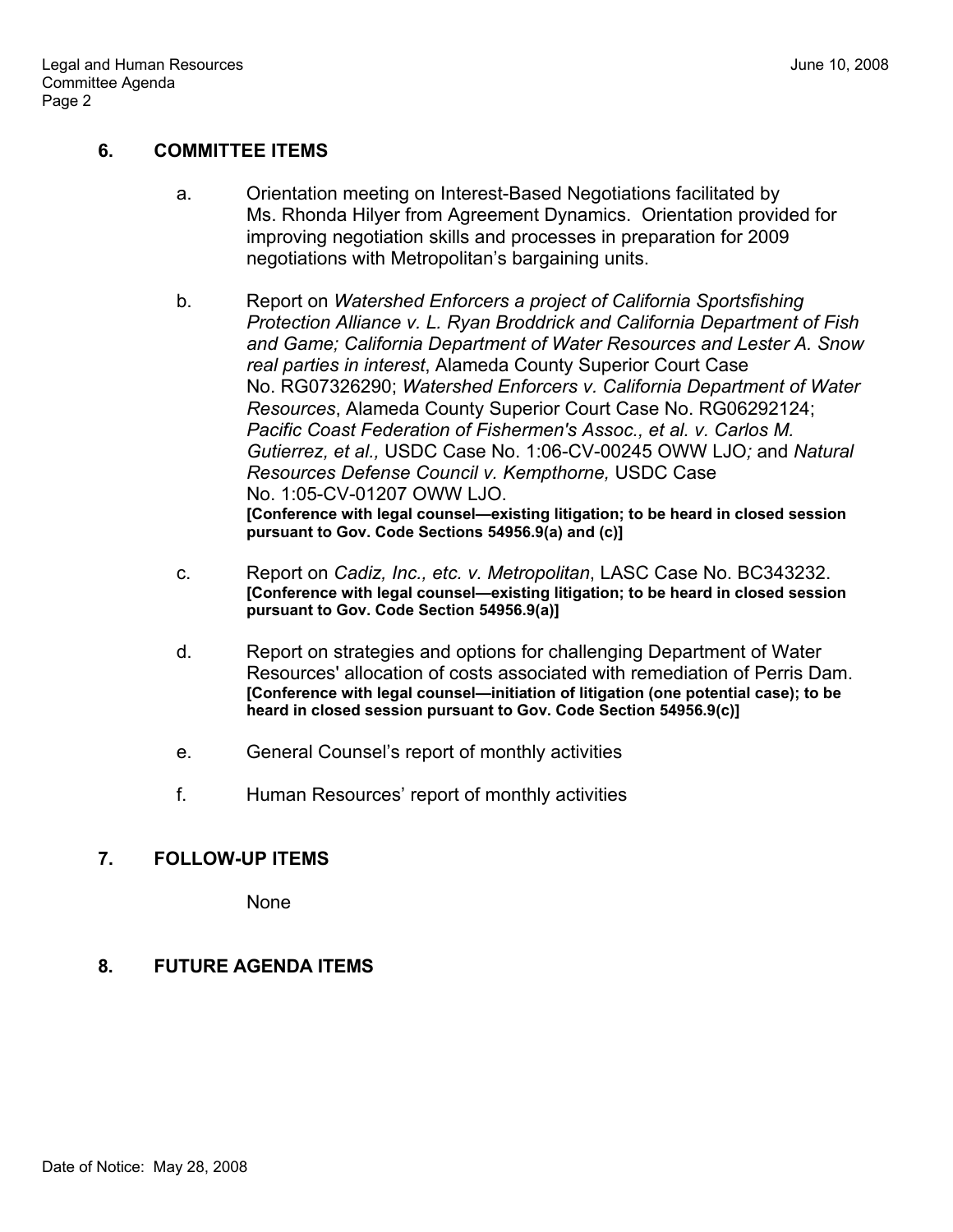## 6. COMMITTEE ITEMS

a. Orientation meeting on Interest-Based Negotiations facilitated by Ms. Rhonda Hilyer from Agreement Dynamics. Orientation provided for improving negotiation skills and processes in preparation for 2009 negotiations with Metropolitan's bargaining units.

b. Report on *Watershed Enforcers a project of California Sportsfishing Protection Alliance v. L. Ryan Broddrick and California Department of Fish and Game; California Department of Water Resources and Lester A. Snow real parties in interest*, Alameda County Superior Court Case No. RG07326290; *Watershed Enforcers v. California Department of Water Resources*, Alameda County Superior Court Case No. RG06292124; *Pacific Coast Federation of Fishermen's Assoc., et al. v. Carlos M. Gutierrez, et al.,* USDC Case No. 1:06-CV-00245 OWW LJO*;* and *Natural Resources Defense Council v. Kempthorne,* USDC Case No. 1:05-CV-01207 OWW LJO.
**[Conference with legal counsel—existing litigation; to be heard in closed session pursuant to Gov. Code Sections 54956.9(a) and (c)]**

c. Report on *Cadiz, Inc., etc. v. Metropolitan*, LASC Case No. BC343232.
**[Conference with legal counsel—existing litigation; to be heard in closed session pursuant to Gov. Code Section 54956.9(a)]**

d. Report on strategies and options for challenging Department of Water Resources' allocation of costs associated with remediation of Perris Dam.
**[Conference with legal counsel—initiation of litigation (one potential case); to be heard in closed session pursuant to Gov. Code Section 54956.9(c)]**

e. General Counsel's report of monthly activities

f. Human Resources' report of monthly activities

## 7. FOLLOW-UP ITEMS

None

## 8. FUTURE AGENDA ITEMS

Date of Notice: May 28, 2008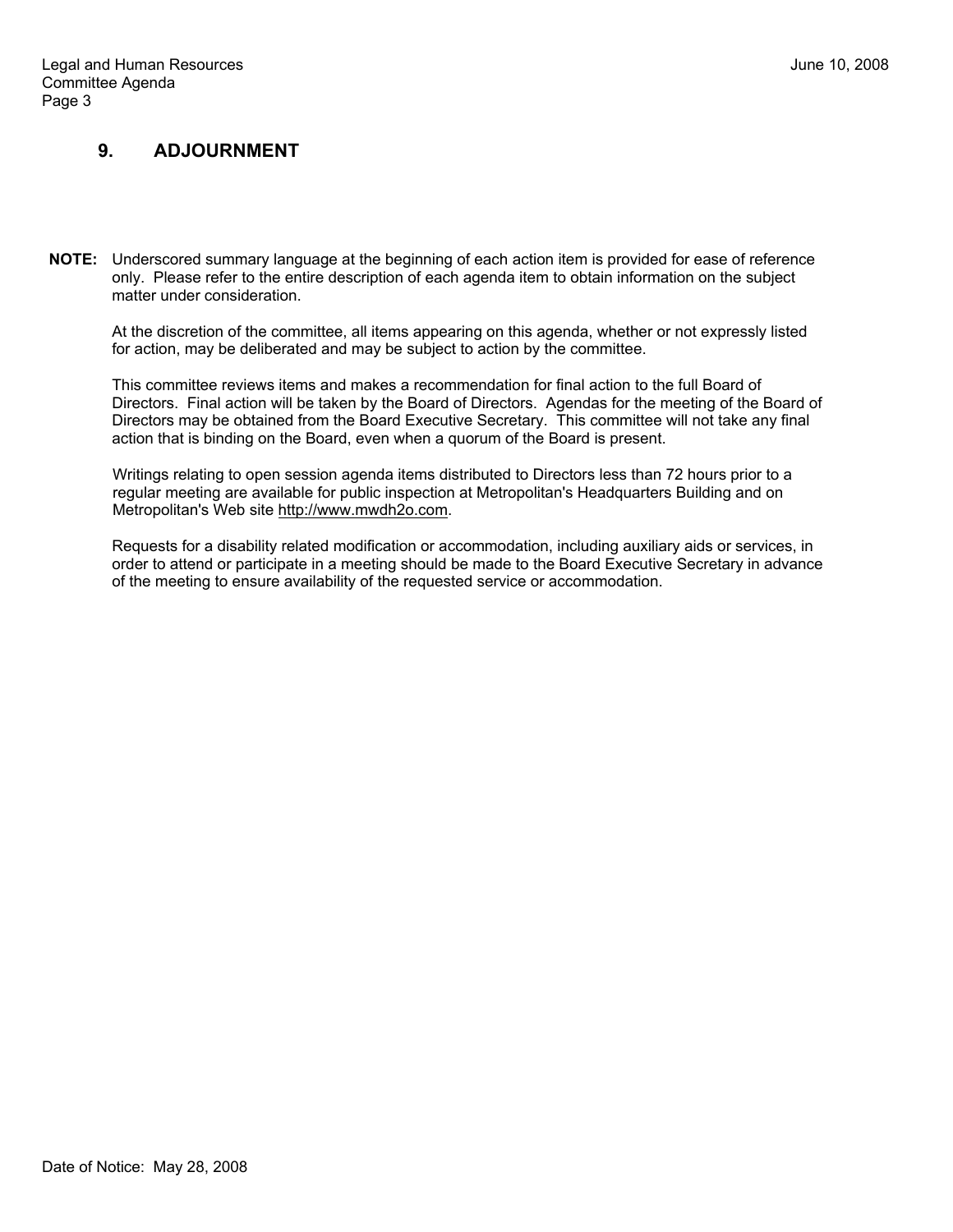## 9. ADJOURNMENT

**NOTE:** Underscored summary language at the beginning of each action item is provided for ease of reference only. Please refer to the entire description of each agenda item to obtain information on the subject matter under consideration.

At the discretion of the committee, all items appearing on this agenda, whether or not expressly listed for action, may be deliberated and may be subject to action by the committee.

This committee reviews items and makes a recommendation for final action to the full Board of Directors. Final action will be taken by the Board of Directors. Agendas for the meeting of the Board of Directors may be obtained from the Board Executive Secretary. This committee will not take any final action that is binding on the Board, even when a quorum of the Board is present.

Writings relating to open session agenda items distributed to Directors less than 72 hours prior to a regular meeting are available for public inspection at Metropolitan's Headquarters Building and on Metropolitan's Web site http://www.mwdh2o.com.

Requests for a disability related modification or accommodation, including auxiliary aids or services, in order to attend or participate in a meeting should be made to the Board Executive Secretary in advance of the meeting to ensure availability of the requested service or accommodation.

Date of Notice: May 28, 2008